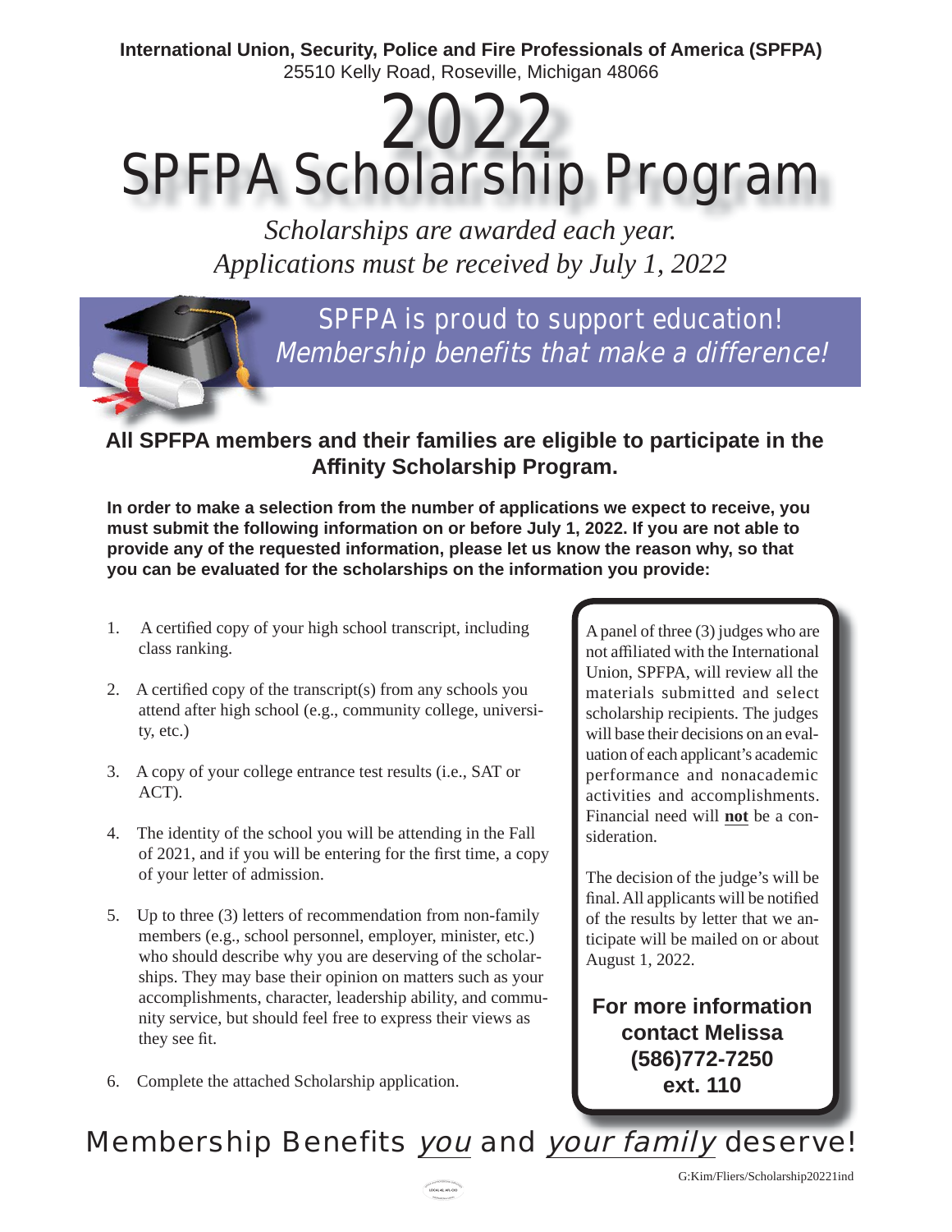**International Union, Security, Police and Fire Professionals of America (SPFPA)**
25510 Kelly Road, Roseville, Michigan 48066

# 2022
# SPFPA Scholarship Program

*Scholarships are awarded each year.*
*Applications must be received by July 1, 2022*

SPFPA is proud to support education!
*Membership benefits that make a difference!*

## All SPFPA members and their families are eligible to participate in the Affinity Scholarship Program.

**In order to make a selection from the number of applications we expect to receive, you must submit the following information on or before July 1, 2022. If you are not able to provide any of the requested information, please let us know the reason why, so that you can be evaluated for the scholarships on the information you provide:**

1. A certified copy of your high school transcript, including class ranking.
2. A certified copy of the transcript(s) from any schools you attend after high school (e.g., community college, university, etc.)
3. A copy of your college entrance test results (i.e., SAT or ACT).
4. The identity of the school you will be attending in the Fall of 2021, and if you will be entering for the first time, a copy of your letter of admission.
5. Up to three (3) letters of recommendation from non-family members (e.g., school personnel, employer, minister, etc.) who should describe why you are deserving of the scholarships. They may base their opinion on matters such as your accomplishments, character, leadership ability, and community service, but should feel free to express their views as they see fit.
6. Complete the attached Scholarship application.

A panel of three (3) judges who are not affiliated with the International Union, SPFPA, will review all the materials submitted and select scholarship recipients. The judges will base their decisions on an evaluation of each applicant's academic performance and nonacademic activities and accomplishments. Financial need will **not** be a consideration.

The decision of the judge's will be final. All applicants will be notified of the results by letter that we anticipate will be mailed on or about August 1, 2022.

**For more information contact Melissa (586)772-7250 ext. 110**

Membership Benefits *you* and *your family* deserve!

G:Kim/Fliers/Scholarship20221ind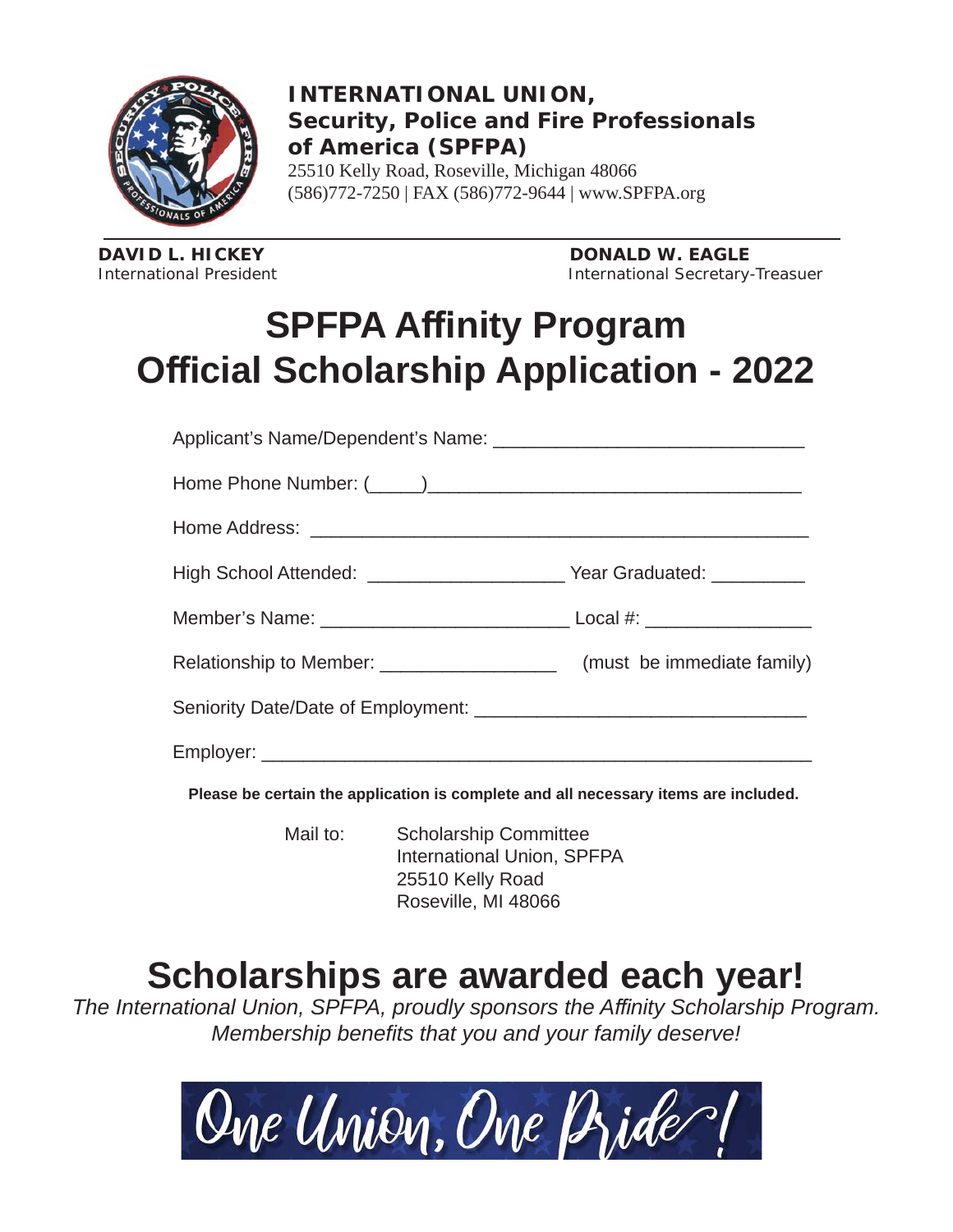**INTERNATIONAL UNION,**
**Security, Police and Fire Professionals of America (SPFPA)**
25510 Kelly Road, Roseville, Michigan 48066
(586)772-7250 | FAX (586)772-9644 | www.SPFPA.org

**DAVID L. HICKEY**
International President

**DONALD W. EAGLE**
International Secretary-Treasuer

# SPFPA Affinity Program
# Official Scholarship Application - 2022

Applicant's Name/Dependent's Name: ______________________________

Home Phone Number: (_____)___________________________________

Home Address: _________________________________________________

High School Attended: ___________________ Year Graduated: _________

Member's Name: _______________________ Local #: ________________

Relationship to Member: _________________ (must be immediate family)

Seniority Date/Date of Employment: ______________________________

Employer: _____________________________________________________

**Please be certain the application is complete and all necessary items are included.**

Mail to: Scholarship Committee
International Union, SPFPA
25510 Kelly Road
Roseville, MI 48066

# Scholarships are awarded each year!

*The International Union, SPFPA, proudly sponsors the Affinity Scholarship Program.*
*Membership benefits that you and your family deserve!*

One Union, One Pride!